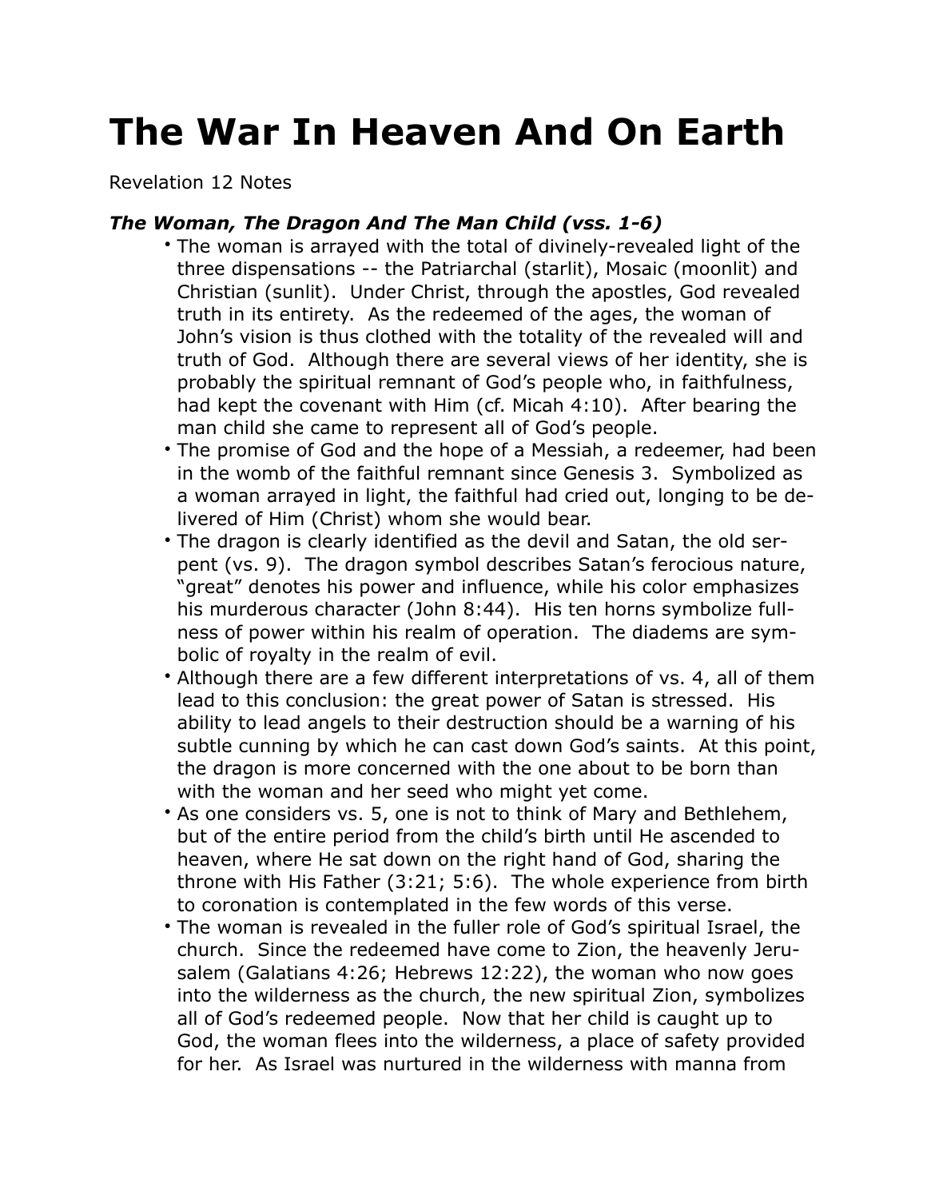# The War In Heaven And On Earth

Revelation 12 Notes

### *The Woman, The Dragon And The Man Child (vss. 1-6)*

- The woman is arrayed with the total of divinely-revealed light of the three dispensations -- the Patriarchal (starlit), Mosaic (moonlit) and Christian (sunlit). Under Christ, through the apostles, God revealed truth in its entirety. As the redeemed of the ages, the woman of John's vision is thus clothed with the totality of the revealed will and truth of God. Although there are several views of her identity, she is probably the spiritual remnant of God's people who, in faithfulness, had kept the covenant with Him (cf. Micah 4:10). After bearing the man child she came to represent all of God's people.
- The promise of God and the hope of a Messiah, a redeemer, had been in the womb of the faithful remnant since Genesis 3. Symbolized as a woman arrayed in light, the faithful had cried out, longing to be delivered of Him (Christ) whom she would bear.
- The dragon is clearly identified as the devil and Satan, the old serpent (vs. 9). The dragon symbol describes Satan's ferocious nature, "great" denotes his power and influence, while his color emphasizes his murderous character (John 8:44). His ten horns symbolize fullness of power within his realm of operation. The diadems are symbolic of royalty in the realm of evil.
- Although there are a few different interpretations of vs. 4, all of them lead to this conclusion: the great power of Satan is stressed. His ability to lead angels to their destruction should be a warning of his subtle cunning by which he can cast down God's saints. At this point, the dragon is more concerned with the one about to be born than with the woman and her seed who might yet come.
- As one considers vs. 5, one is not to think of Mary and Bethlehem, but of the entire period from the child's birth until He ascended to heaven, where He sat down on the right hand of God, sharing the throne with His Father (3:21; 5:6). The whole experience from birth to coronation is contemplated in the few words of this verse.
- The woman is revealed in the fuller role of God's spiritual Israel, the church. Since the redeemed have come to Zion, the heavenly Jerusalem (Galatians 4:26; Hebrews 12:22), the woman who now goes into the wilderness as the church, the new spiritual Zion, symbolizes all of God's redeemed people. Now that her child is caught up to God, the woman flees into the wilderness, a place of safety provided for her. As Israel was nurtured in the wilderness with manna from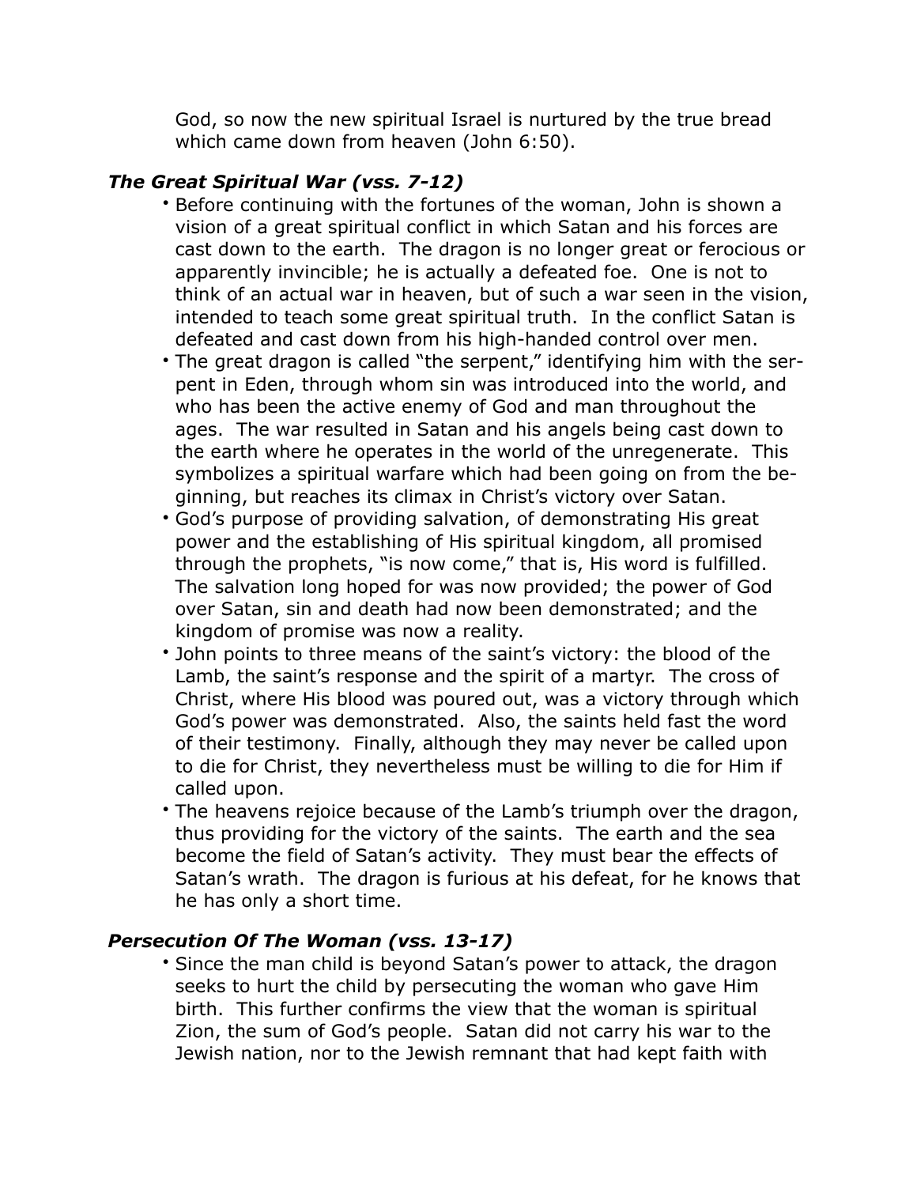God, so now the new spiritual Israel is nurtured by the true bread which came down from heaven (John 6:50).

### *The Great Spiritual War (vss. 7-12)*

- Before continuing with the fortunes of the woman, John is shown a vision of a great spiritual conflict in which Satan and his forces are cast down to the earth. The dragon is no longer great or ferocious or apparently invincible; he is actually a defeated foe. One is not to think of an actual war in heaven, but of such a war seen in the vision, intended to teach some great spiritual truth. In the conflict Satan is defeated and cast down from his high-handed control over men.
- The great dragon is called "the serpent," identifying him with the serpent in Eden, through whom sin was introduced into the world, and who has been the active enemy of God and man throughout the ages. The war resulted in Satan and his angels being cast down to the earth where he operates in the world of the unregenerate. This symbolizes a spiritual warfare which had been going on from the beginning, but reaches its climax in Christ's victory over Satan.
- God's purpose of providing salvation, of demonstrating His great power and the establishing of His spiritual kingdom, all promised through the prophets, "is now come," that is, His word is fulfilled. The salvation long hoped for was now provided; the power of God over Satan, sin and death had now been demonstrated; and the kingdom of promise was now a reality.
- John points to three means of the saint's victory: the blood of the Lamb, the saint's response and the spirit of a martyr. The cross of Christ, where His blood was poured out, was a victory through which God's power was demonstrated. Also, the saints held fast the word of their testimony. Finally, although they may never be called upon to die for Christ, they nevertheless must be willing to die for Him if called upon.
- The heavens rejoice because of the Lamb's triumph over the dragon, thus providing for the victory of the saints. The earth and the sea become the field of Satan's activity. They must bear the effects of Satan's wrath. The dragon is furious at his defeat, for he knows that he has only a short time.

### *Persecution Of The Woman (vss. 13-17)*

- Since the man child is beyond Satan's power to attack, the dragon seeks to hurt the child by persecuting the woman who gave Him birth. This further confirms the view that the woman is spiritual Zion, the sum of God's people. Satan did not carry his war to the Jewish nation, nor to the Jewish remnant that had kept faith with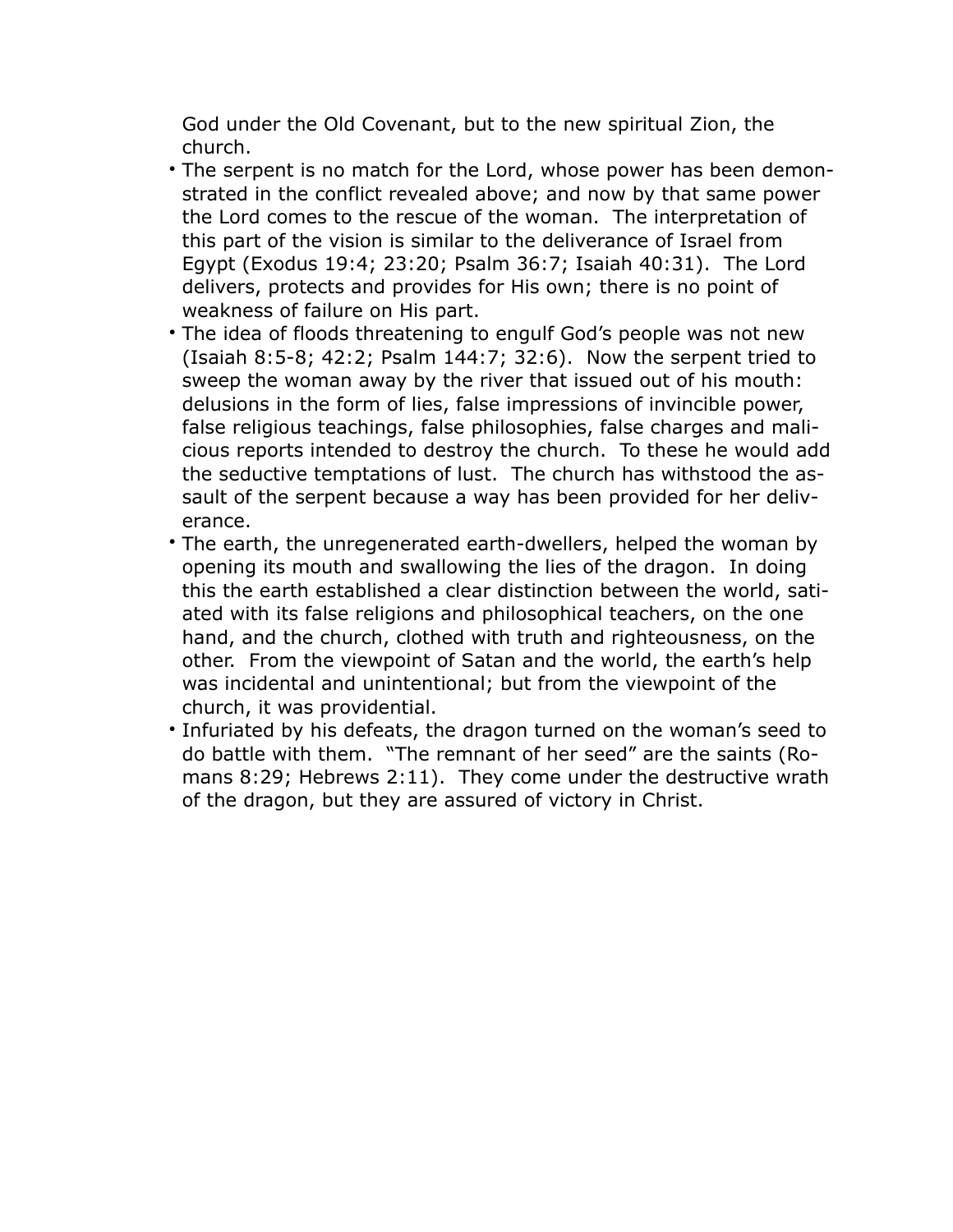God under the Old Covenant, but to the new spiritual Zion, the church.

- The serpent is no match for the Lord, whose power has been demonstrated in the conflict revealed above; and now by that same power the Lord comes to the rescue of the woman. The interpretation of this part of the vision is similar to the deliverance of Israel from Egypt (Exodus 19:4; 23:20; Psalm 36:7; Isaiah 40:31). The Lord delivers, protects and provides for His own; there is no point of weakness of failure on His part.
- The idea of floods threatening to engulf God's people was not new (Isaiah 8:5-8; 42:2; Psalm 144:7; 32:6). Now the serpent tried to sweep the woman away by the river that issued out of his mouth: delusions in the form of lies, false impressions of invincible power, false religious teachings, false philosophies, false charges and malicious reports intended to destroy the church. To these he would add the seductive temptations of lust. The church has withstood the assault of the serpent because a way has been provided for her deliverance.
- The earth, the unregenerated earth-dwellers, helped the woman by opening its mouth and swallowing the lies of the dragon. In doing this the earth established a clear distinction between the world, satiated with its false religions and philosophical teachers, on the one hand, and the church, clothed with truth and righteousness, on the other. From the viewpoint of Satan and the world, the earth's help was incidental and unintentional; but from the viewpoint of the church, it was providential.
- Infuriated by his defeats, the dragon turned on the woman's seed to do battle with them. "The remnant of her seed" are the saints (Romans 8:29; Hebrews 2:11). They come under the destructive wrath of the dragon, but they are assured of victory in Christ.